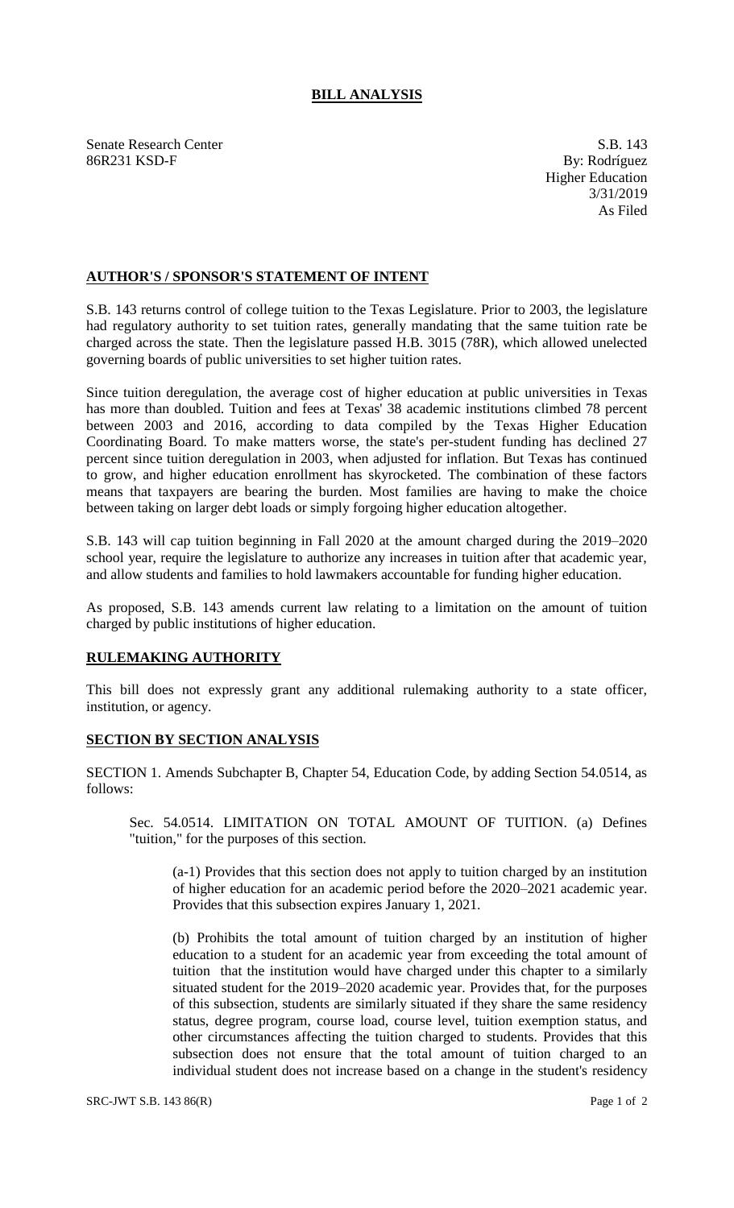# BILL ANALYSIS

Senate Research Center
86R231 KSD-F

S.B. 143
By: Rodríguez
Higher Education
3/31/2019
As Filed

## AUTHOR'S / SPONSOR'S STATEMENT OF INTENT

S.B. 143 returns control of college tuition to the Texas Legislature. Prior to 2003, the legislature had regulatory authority to set tuition rates, generally mandating that the same tuition rate be charged across the state. Then the legislature passed H.B. 3015 (78R), which allowed unelected governing boards of public universities to set higher tuition rates.

Since tuition deregulation, the average cost of higher education at public universities in Texas has more than doubled. Tuition and fees at Texas' 38 academic institutions climbed 78 percent between 2003 and 2016, according to data compiled by the Texas Higher Education Coordinating Board. To make matters worse, the state's per-student funding has declined 27 percent since tuition deregulation in 2003, when adjusted for inflation. But Texas has continued to grow, and higher education enrollment has skyrocketed. The combination of these factors means that taxpayers are bearing the burden. Most families are having to make the choice between taking on larger debt loads or simply forgoing higher education altogether.

S.B. 143 will cap tuition beginning in Fall 2020 at the amount charged during the 2019–2020 school year, require the legislature to authorize any increases in tuition after that academic year, and allow students and families to hold lawmakers accountable for funding higher education.

As proposed, S.B. 143 amends current law relating to a limitation on the amount of tuition charged by public institutions of higher education.

## RULEMAKING AUTHORITY

This bill does not expressly grant any additional rulemaking authority to a state officer, institution, or agency.

## SECTION BY SECTION ANALYSIS

SECTION 1. Amends Subchapter B, Chapter 54, Education Code, by adding Section 54.0514, as follows:

Sec. 54.0514. LIMITATION ON TOTAL AMOUNT OF TUITION. (a) Defines "tuition," for the purposes of this section.

(a-1) Provides that this section does not apply to tuition charged by an institution of higher education for an academic period before the 2020–2021 academic year. Provides that this subsection expires January 1, 2021.

(b) Prohibits the total amount of tuition charged by an institution of higher education to a student for an academic year from exceeding the total amount of tuition that the institution would have charged under this chapter to a similarly situated student for the 2019–2020 academic year. Provides that, for the purposes of this subsection, students are similarly situated if they share the same residency status, degree program, course load, course level, tuition exemption status, and other circumstances affecting the tuition charged to students. Provides that this subsection does not ensure that the total amount of tuition charged to an individual student does not increase based on a change in the student's residency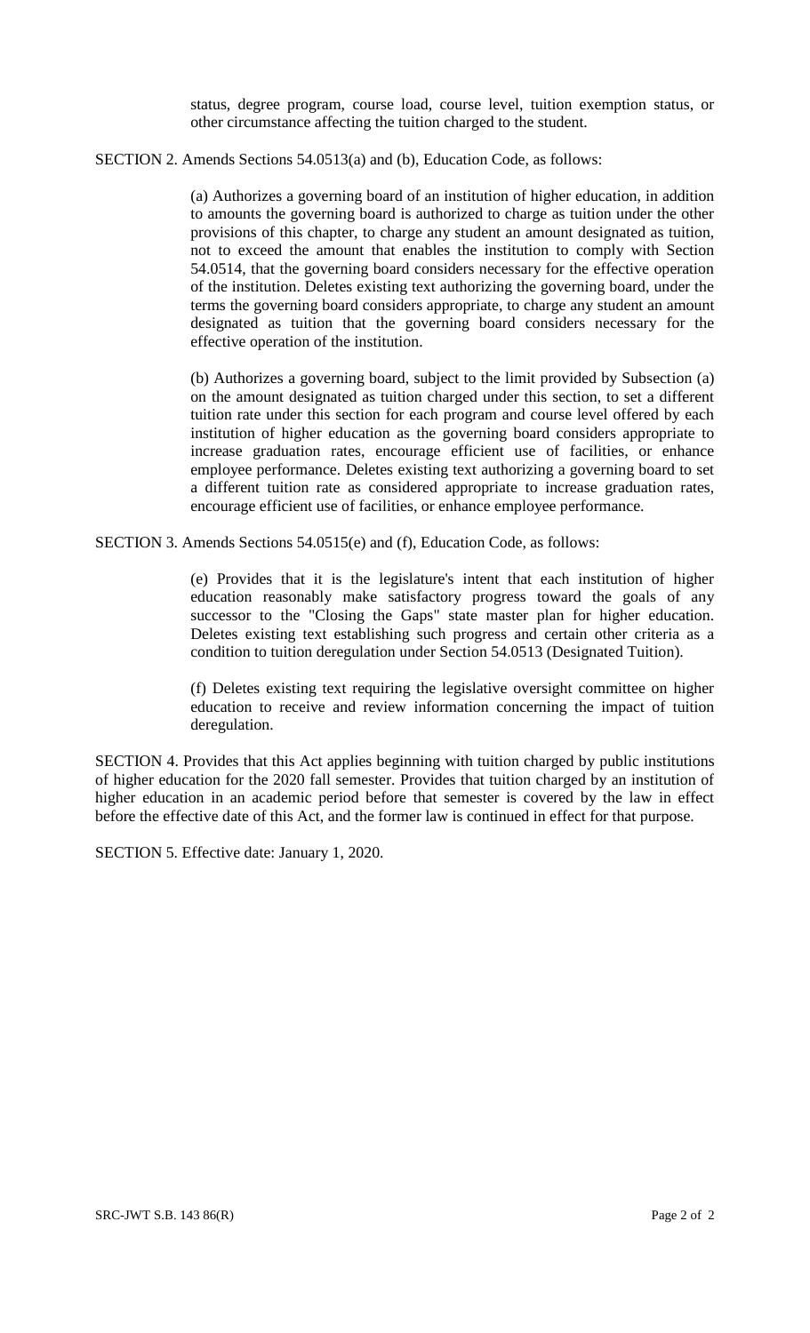status, degree program, course load, course level, tuition exemption status, or other circumstance affecting the tuition charged to the student.

SECTION 2. Amends Sections 54.0513(a) and (b), Education Code, as follows:

(a) Authorizes a governing board of an institution of higher education, in addition to amounts the governing board is authorized to charge as tuition under the other provisions of this chapter, to charge any student an amount designated as tuition, not to exceed the amount that enables the institution to comply with Section 54.0514, that the governing board considers necessary for the effective operation of the institution. Deletes existing text authorizing the governing board, under the terms the governing board considers appropriate, to charge any student an amount designated as tuition that the governing board considers necessary for the effective operation of the institution.

(b) Authorizes a governing board, subject to the limit provided by Subsection (a) on the amount designated as tuition charged under this section, to set a different tuition rate under this section for each program and course level offered by each institution of higher education as the governing board considers appropriate to increase graduation rates, encourage efficient use of facilities, or enhance employee performance. Deletes existing text authorizing a governing board to set a different tuition rate as considered appropriate to increase graduation rates, encourage efficient use of facilities, or enhance employee performance.

SECTION 3. Amends Sections 54.0515(e) and (f), Education Code, as follows:

(e) Provides that it is the legislature's intent that each institution of higher education reasonably make satisfactory progress toward the goals of any successor to the "Closing the Gaps" state master plan for higher education. Deletes existing text establishing such progress and certain other criteria as a condition to tuition deregulation under Section 54.0513 (Designated Tuition).

(f) Deletes existing text requiring the legislative oversight committee on higher education to receive and review information concerning the impact of tuition deregulation.

SECTION 4. Provides that this Act applies beginning with tuition charged by public institutions of higher education for the 2020 fall semester. Provides that tuition charged by an institution of higher education in an academic period before that semester is covered by the law in effect before the effective date of this Act, and the former law is continued in effect for that purpose.

SECTION 5. Effective date: January 1, 2020.